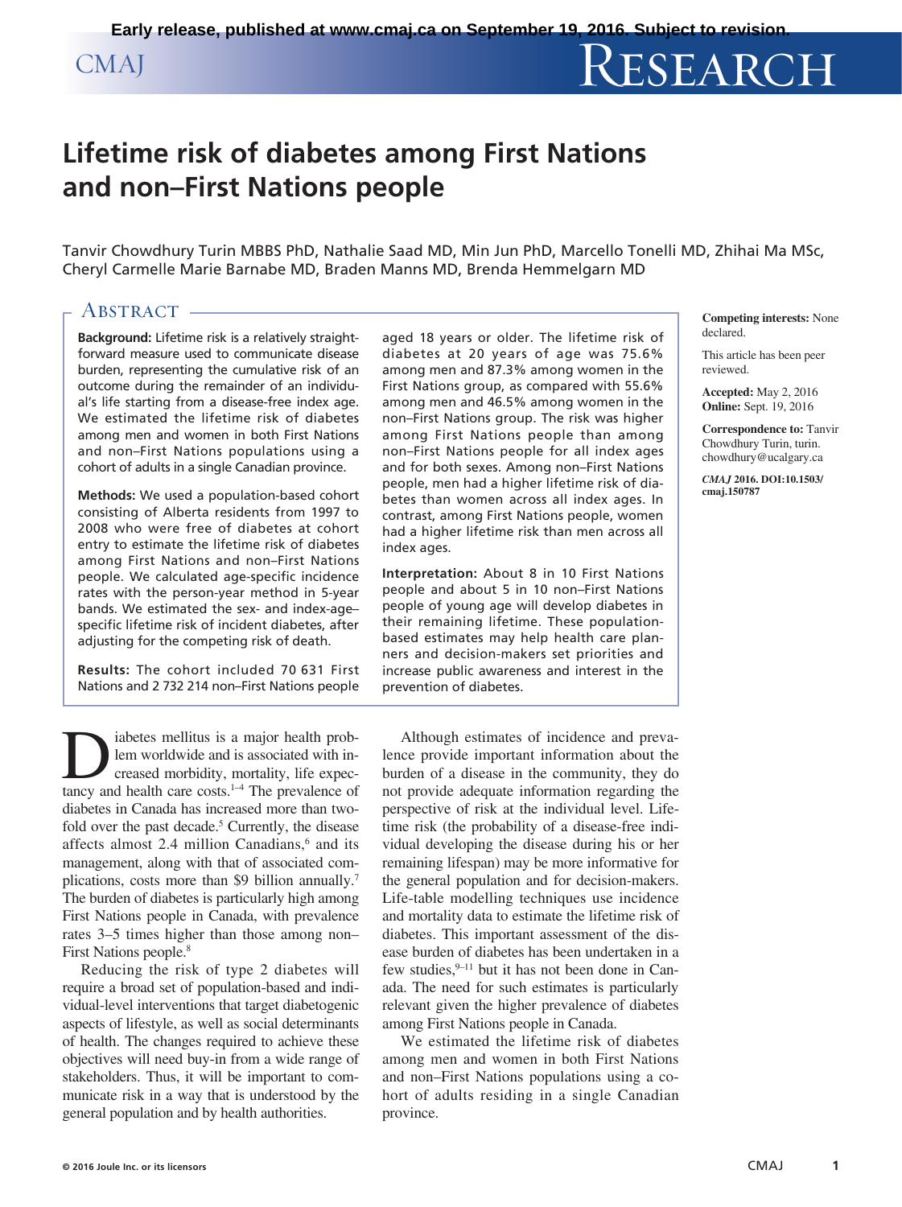# Lifetime risk of diabetes among First Nations and non–First Nations people

Tanvir Chowdhury Turin MBBS PhD, Nathalie Saad MD, Min Jun PhD, Marcello Tonelli MD, Zhihai Ma MSc, Cheryl Carmelle Marie Barnabe MD, Braden Manns MD, Brenda Hemmelgarn MD

**Competing interests:** None declared.

This article has been peer reviewed.

**Accepted:** May 2, 2016
**Online:** Sept. 19, 2016

**Correspondence to:** Tanvir Chowdhury Turin, turin.chowdhury@ucalgary.ca

***CMAJ* 2016. DOI:10.1503/cmaj.150787**

## Abstract

**Background:** Lifetime risk is a relatively straightforward measure used to communicate disease burden, representing the cumulative risk of an outcome during the remainder of an individual's life starting from a disease-free index age. We estimated the lifetime risk of diabetes among men and women in both First Nations and non–First Nations populations using a cohort of adults in a single Canadian province.

**Methods:** We used a population-based cohort consisting of Alberta residents from 1997 to 2008 who were free of diabetes at cohort entry to estimate the lifetime risk of diabetes among First Nations and non–First Nations people. We calculated age-specific incidence rates with the person-year method in 5-year bands. We estimated the sex- and index-age–specific lifetime risk of incident diabetes, after adjusting for the competing risk of death.

**Results:** The cohort included 70 631 First Nations and 2 732 214 non–First Nations people aged 18 years or older. The lifetime risk of diabetes at 20 years of age was 75.6% among men and 87.3% among women in the First Nations group, as compared with 55.6% among men and 46.5% among women in the non–First Nations group. The risk was higher among First Nations people than among non–First Nations people for all index ages and for both sexes. Among non–First Nations people, men had a higher lifetime risk of diabetes than women across all index ages. In contrast, among First Nations people, women had a higher lifetime risk than men across all index ages.

**Interpretation:** About 8 in 10 First Nations people and about 5 in 10 non–First Nations people of young age will develop diabetes in their remaining lifetime. These population-based estimates may help health care planners and decision-makers set priorities and increase public awareness and interest in the prevention of diabetes.

Diabetes mellitus is a major health problem worldwide and is associated with increased morbidity, mortality, life expectancy and health care costs.[1–4] The prevalence of diabetes in Canada has increased more than two-fold over the past decade.[5] Currently, the disease affects almost 2.4 million Canadians,[6] and its management, along with that of associated complications, costs more than $9 billion annually.[7] The burden of diabetes is particularly high among First Nations people in Canada, with prevalence rates 3–5 times higher than those among non–First Nations people.[8]

Reducing the risk of type 2 diabetes will require a broad set of population-based and individual-level interventions that target diabetogenic aspects of lifestyle, as well as social determinants of health. The changes required to achieve these objectives will need buy-in from a wide range of stakeholders. Thus, it will be important to communicate risk in a way that is understood by the general population and by health authorities.

Although estimates of incidence and prevalence provide important information about the burden of a disease in the community, they do not provide adequate information regarding the perspective of risk at the individual level. Lifetime risk (the probability of a disease-free individual developing the disease during his or her remaining lifespan) may be more informative for the general population and for decision-makers. Life-table modelling techniques use incidence and mortality data to estimate the lifetime risk of diabetes. This important assessment of the disease burden of diabetes has been undertaken in a few studies,[9–11] but it has not been done in Canada. The need for such estimates is particularly relevant given the higher prevalence of diabetes among First Nations people in Canada.

We estimated the lifetime risk of diabetes among men and women in both First Nations and non–First Nations populations using a cohort of adults residing in a single Canadian province.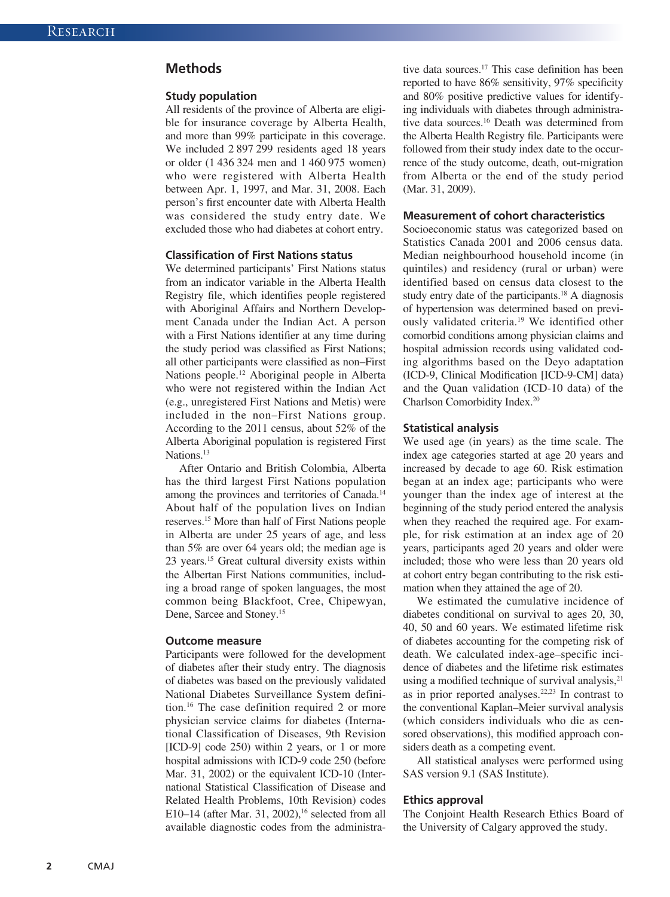## Methods

### Study population

All residents of the province of Alberta are eligible for insurance coverage by Alberta Health, and more than 99% participate in this coverage. We included 2 897 299 residents aged 18 years or older (1 436 324 men and 1 460 975 women) who were registered with Alberta Health between Apr. 1, 1997, and Mar. 31, 2008. Each person's first encounter date with Alberta Health was considered the study entry date. We excluded those who had diabetes at cohort entry.

### Classification of First Nations status

We determined participants' First Nations status from an indicator variable in the Alberta Health Registry file, which identifies people registered with Aboriginal Affairs and Northern Development Canada under the Indian Act. A person with a First Nations identifier at any time during the study period was classified as First Nations; all other participants were classified as non–First Nations people.[12] Aboriginal people in Alberta who were not registered within the Indian Act (e.g., unregistered First Nations and Metis) were included in the non–First Nations group. According to the 2011 census, about 52% of the Alberta Aboriginal population is registered First Nations.[13]

After Ontario and British Colombia, Alberta has the third largest First Nations population among the provinces and territories of Canada.[14] About half of the population lives on Indian reserves.[15] More than half of First Nations people in Alberta are under 25 years of age, and less than 5% are over 64 years old; the median age is 23 years.[15] Great cultural diversity exists within the Albertan First Nations communities, including a broad range of spoken languages, the most common being Blackfoot, Cree, Chipewyan, Dene, Sarcee and Stoney.[15]

### Outcome measure

Participants were followed for the development of diabetes after their study entry. The diagnosis of diabetes was based on the previously validated National Diabetes Surveillance System definition.[16] The case definition required 2 or more physician service claims for diabetes (International Classification of Diseases, 9th Revision [ICD-9] code 250) within 2 years, or 1 or more hospital admissions with ICD-9 code 250 (before Mar. 31, 2002) or the equivalent ICD-10 (International Statistical Classification of Disease and Related Health Problems, 10th Revision) codes E10–14 (after Mar. 31, 2002),[16] selected from all available diagnostic codes from the administrative data sources.[17] This case definition has been reported to have 86% sensitivity, 97% specificity and 80% positive predictive values for identifying individuals with diabetes through administrative data sources.[16] Death was determined from the Alberta Health Registry file. Participants were followed from their study index date to the occurrence of the study outcome, death, out-migration from Alberta or the end of the study period (Mar. 31, 2009).

### Measurement of cohort characteristics

Socioeconomic status was categorized based on Statistics Canada 2001 and 2006 census data. Median neighbourhood household income (in quintiles) and residency (rural or urban) were identified based on census data closest to the study entry date of the participants.[18] A diagnosis of hypertension was determined based on previously validated criteria.[19] We identified other comorbid conditions among physician claims and hospital admission records using validated coding algorithms based on the Deyo adaptation (ICD-9, Clinical Modification [ICD-9-CM] data) and the Quan validation (ICD-10 data) of the Charlson Comorbidity Index.[20]

### Statistical analysis

We used age (in years) as the time scale. The index age categories started at age 20 years and increased by decade to age 60. Risk estimation began at an index age; participants who were younger than the index age of interest at the beginning of the study period entered the analysis when they reached the required age. For example, for risk estimation at an index age of 20 years, participants aged 20 years and older were included; those who were less than 20 years old at cohort entry began contributing to the risk estimation when they attained the age of 20.

We estimated the cumulative incidence of diabetes conditional on survival to ages 20, 30, 40, 50 and 60 years. We estimated lifetime risk of diabetes accounting for the competing risk of death. We calculated index-age–specific incidence of diabetes and the lifetime risk estimates using a modified technique of survival analysis,[21] as in prior reported analyses.[22,23] In contrast to the conventional Kaplan–Meier survival analysis (which considers individuals who die as censored observations), this modified approach considers death as a competing event.

All statistical analyses were performed using SAS version 9.1 (SAS Institute).

### Ethics approval

The Conjoint Health Research Ethics Board of the University of Calgary approved the study.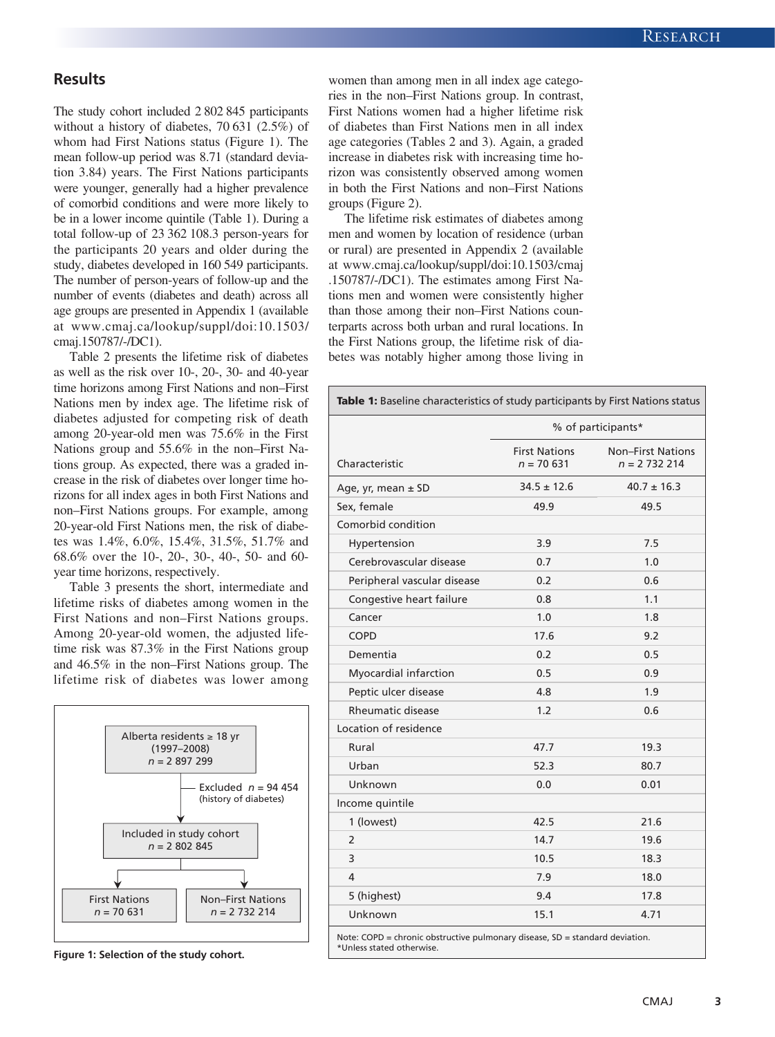## Results

The study cohort included 2 802 845 participants without a history of diabetes, 70 631 (2.5%) of whom had First Nations status (Figure 1). The mean follow-up period was 8.71 (standard deviation 3.84) years. The First Nations participants were younger, generally had a higher prevalence of comorbid conditions and were more likely to be in a lower income quintile (Table 1). During a total follow-up of 23 362 108.3 person-years for the participants 20 years and older during the study, diabetes developed in 160 549 participants. The number of person-years of follow-up and the number of events (diabetes and death) across all age groups are presented in Appendix 1 (available at www.cmaj.ca/lookup/suppl/doi:10.1503/cmaj.150787/-/DC1).

Table 2 presents the lifetime risk of diabetes as well as the risk over 10-, 20-, 30- and 40-year time horizons among First Nations and non–First Nations men by index age. The lifetime risk of diabetes adjusted for competing risk of death among 20-year-old men was 75.6% in the First Nations group and 55.6% in the non–First Nations group. As expected, there was a graded increase in the risk of diabetes over longer time horizons for all index ages in both First Nations and non–First Nations groups. For example, among 20-year-old First Nations men, the risk of diabetes was 1.4%, 6.0%, 15.4%, 31.5%, 51.7% and 68.6% over the 10-, 20-, 30-, 40-, 50- and 60-year time horizons, respectively.

Table 3 presents the short, intermediate and lifetime risks of diabetes among women in the First Nations and non–First Nations groups. Among 20-year-old women, the adjusted lifetime risk was 87.3% in the First Nations group and 46.5% in the non–First Nations group. The lifetime risk of diabetes was lower among women than among men in all index age categories in the non–First Nations group. In contrast, First Nations women had a higher lifetime risk of diabetes than First Nations men in all index age categories (Tables 2 and 3). Again, a graded increase in diabetes risk with increasing time horizon was consistently observed among women in both the First Nations and non–First Nations groups (Figure 2).

The lifetime risk estimates of diabetes among men and women by location of residence (urban or rural) are presented in Appendix 2 (available at www.cmaj.ca/lookup/suppl/doi:10.1503/cmaj.150787/-/DC1). The estimates among First Nations men and women were consistently higher than those among their non–First Nations counterparts across both urban and rural locations. In the First Nations group, the lifetime risk of diabetes was notably higher among those living in

Alberta residents ≥ 18 yr (1997–2008) n = 2 897 299
→ Excluded n = 94 454 (history of diabetes)
→ Included in study cohort n = 2 802 845
→ First Nations n = 70 631 | Non–First Nations n = 2 732 214

**Figure 1: Selection of the study cohort.**

**Table 1:** Baseline characteristics of study participants by First Nations status

| Characteristic | % of participants* | |
|---|---|---|
| | First Nations n = 70 631 | Non–First Nations n = 2 732 214 |
| Age, yr, mean ± SD | 34.5 ± 12.6 | 40.7 ± 16.3 |
| Sex, female | 49.9 | 49.5 |
| Comorbid condition | | |
| Hypertension | 3.9 | 7.5 |
| Cerebrovascular disease | 0.7 | 1.0 |
| Peripheral vascular disease | 0.2 | 0.6 |
| Congestive heart failure | 0.8 | 1.1 |
| Cancer | 1.0 | 1.8 |
| COPD | 17.6 | 9.2 |
| Dementia | 0.2 | 0.5 |
| Myocardial infarction | 0.5 | 0.9 |
| Peptic ulcer disease | 4.8 | 1.9 |
| Rheumatic disease | 1.2 | 0.6 |
| Location of residence | | |
| Rural | 47.7 | 19.3 |
| Urban | 52.3 | 80.7 |
| Unknown | 0.0 | 0.01 |
| Income quintile | | |
| 1 (lowest) | 42.5 | 21.6 |
| 2 | 14.7 | 19.6 |
| 3 | 10.5 | 18.3 |
| 4 | 7.9 | 18.0 |
| 5 (highest) | 9.4 | 17.8 |
| Unknown | 15.1 | 4.71 |

Note: COPD = chronic obstructive pulmonary disease, SD = standard deviation.
*Unless stated otherwise.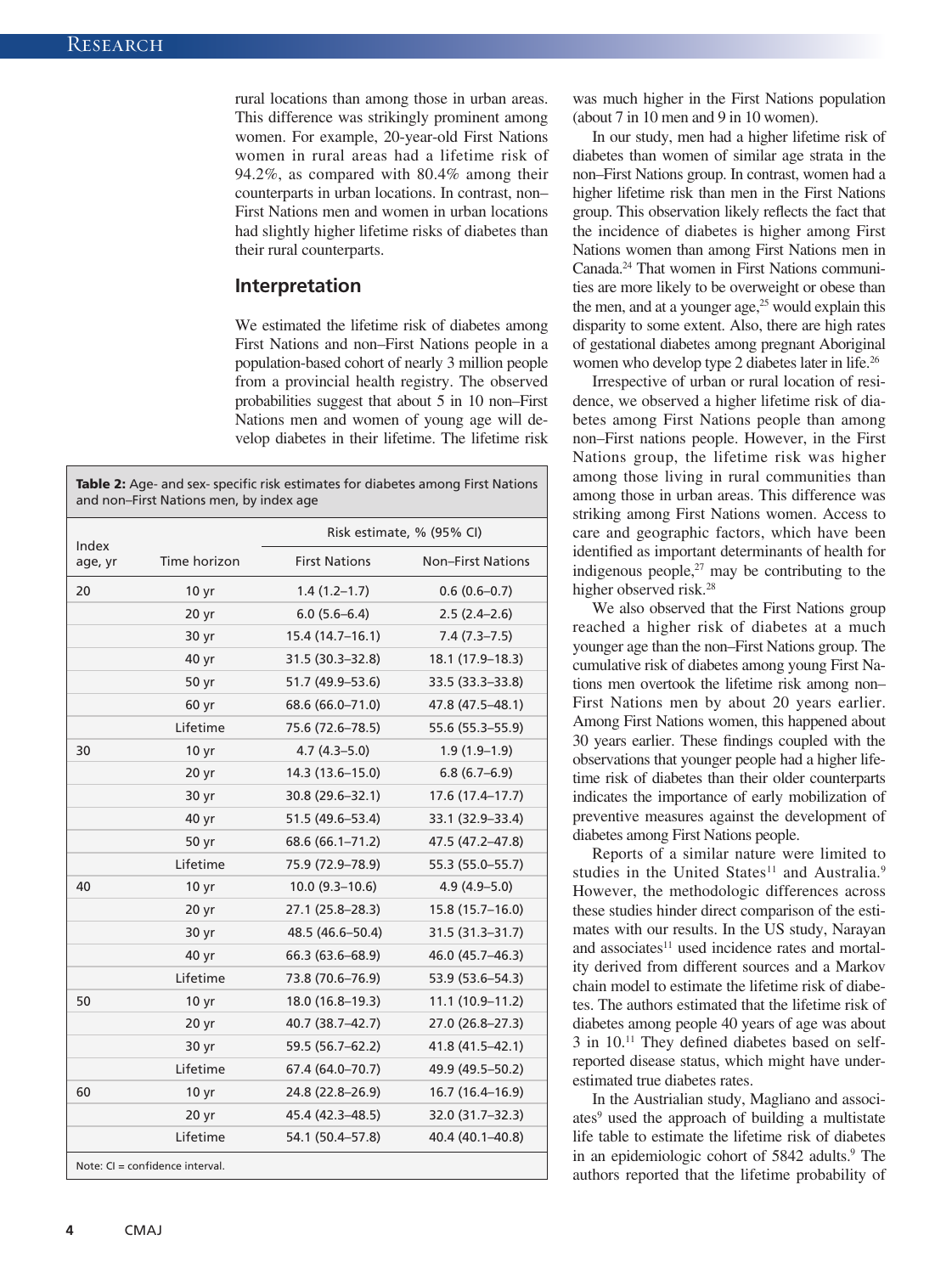rural locations than among those in urban areas. This difference was strikingly prominent among women. For example, 20-year-old First Nations women in rural areas had a lifetime risk of 94.2%, as compared with 80.4% among their counterparts in urban locations. In contrast, non–First Nations men and women in urban locations had slightly higher lifetime risks of diabetes than their rural counterparts.

## Interpretation

We estimated the lifetime risk of diabetes among First Nations and non–First Nations people in a population-based cohort of nearly 3 million people from a provincial health registry. The observed probabilities suggest that about 5 in 10 non–First Nations men and women of young age will develop diabetes in their lifetime. The lifetime risk was much higher in the First Nations population (about 7 in 10 men and 9 in 10 women).

In our study, men had a higher lifetime risk of diabetes than women of similar age strata in the non–First Nations group. In contrast, women had a higher lifetime risk than men in the First Nations group. This observation likely reflects the fact that the incidence of diabetes is higher among First Nations women than among First Nations men in Canada.[24] That women in First Nations communities are more likely to be overweight or obese than the men, and at a younger age,[25] would explain this disparity to some extent. Also, there are high rates of gestational diabetes among pregnant Aboriginal women who develop type 2 diabetes later in life.[26]

Irrespective of urban or rural location of residence, we observed a higher lifetime risk of diabetes among First Nations people than among non–First nations people. However, in the First Nations group, the lifetime risk was higher among those living in rural communities than among those in urban areas. This difference was striking among First Nations women. Access to care and geographic factors, which have been identified as important determinants of health for indigenous people,[27] may be contributing to the higher observed risk.[28]

We also observed that the First Nations group reached a higher risk of diabetes at a much younger age than the non–First Nations group. The cumulative risk of diabetes among young First Nations men overtook the lifetime risk among non–First Nations men by about 20 years earlier. Among First Nations women, this happened about 30 years earlier. These findings coupled with the observations that younger people had a higher lifetime risk of diabetes than their older counterparts indicates the importance of early mobilization of preventive measures against the development of diabetes among First Nations people.

Reports of a similar nature were limited to studies in the United States[11] and Australia.[9] However, the methodologic differences across these studies hinder direct comparison of the estimates with our results. In the US study, Narayan and associates[11] used incidence rates and mortality derived from different sources and a Markov chain model to estimate the lifetime risk of diabetes. The authors estimated that the lifetime risk of diabetes among people 40 years of age was about 3 in 10.[11] They defined diabetes based on self-reported disease status, which might have underestimated true diabetes rates.

In the Austrialian study, Magliano and associates[9] used the approach of building a multistate life table to estimate the lifetime risk of diabetes in an epidemiologic cohort of 5842 adults.[9] The authors reported that the lifetime probability of

**Table 2:** Age- and sex- specific risk estimates for diabetes among First Nations and non–First Nations men, by index age

| Index age, yr | Time horizon | Risk estimate, % (95% CI) | |
|---|---|---|---|
| | | First Nations | Non–First Nations |
| 20 | 10 yr | 1.4 (1.2–1.7) | 0.6 (0.6–0.7) |
| | 20 yr | 6.0 (5.6–6.4) | 2.5 (2.4–2.6) |
| | 30 yr | 15.4 (14.7–16.1) | 7.4 (7.3–7.5) |
| | 40 yr | 31.5 (30.3–32.8) | 18.1 (17.9–18.3) |
| | 50 yr | 51.7 (49.9–53.6) | 33.5 (33.3–33.8) |
| | 60 yr | 68.6 (66.0–71.0) | 47.8 (47.5–48.1) |
| | Lifetime | 75.6 (72.6–78.5) | 55.6 (55.3–55.9) |
| 30 | 10 yr | 4.7 (4.3–5.0) | 1.9 (1.9–1.9) |
| | 20 yr | 14.3 (13.6–15.0) | 6.8 (6.7–6.9) |
| | 30 yr | 30.8 (29.6–32.1) | 17.6 (17.4–17.7) |
| | 40 yr | 51.5 (49.6–53.4) | 33.1 (32.9–33.4) |
| | 50 yr | 68.6 (66.1–71.2) | 47.5 (47.2–47.8) |
| | Lifetime | 75.9 (72.9–78.9) | 55.3 (55.0–55.7) |
| 40 | 10 yr | 10.0 (9.3–10.6) | 4.9 (4.9–5.0) |
| | 20 yr | 27.1 (25.8–28.3) | 15.8 (15.7–16.0) |
| | 30 yr | 48.5 (46.6–50.4) | 31.5 (31.3–31.7) |
| | 40 yr | 66.3 (63.6–68.9) | 46.0 (45.7–46.3) |
| | Lifetime | 73.8 (70.6–76.9) | 53.9 (53.6–54.3) |
| 50 | 10 yr | 18.0 (16.8–19.3) | 11.1 (10.9–11.2) |
| | 20 yr | 40.7 (38.7–42.7) | 27.0 (26.8–27.3) |
| | 30 yr | 59.5 (56.7–62.2) | 41.8 (41.5–42.1) |
| | Lifetime | 67.4 (64.0–70.7) | 49.9 (49.5–50.2) |
| 60 | 10 yr | 24.8 (22.8–26.9) | 16.7 (16.4–16.9) |
| | 20 yr | 45.4 (42.3–48.5) | 32.0 (31.7–32.3) |
| | Lifetime | 54.1 (50.4–57.8) | 40.4 (40.1–40.8) |

Note: CI = confidence interval.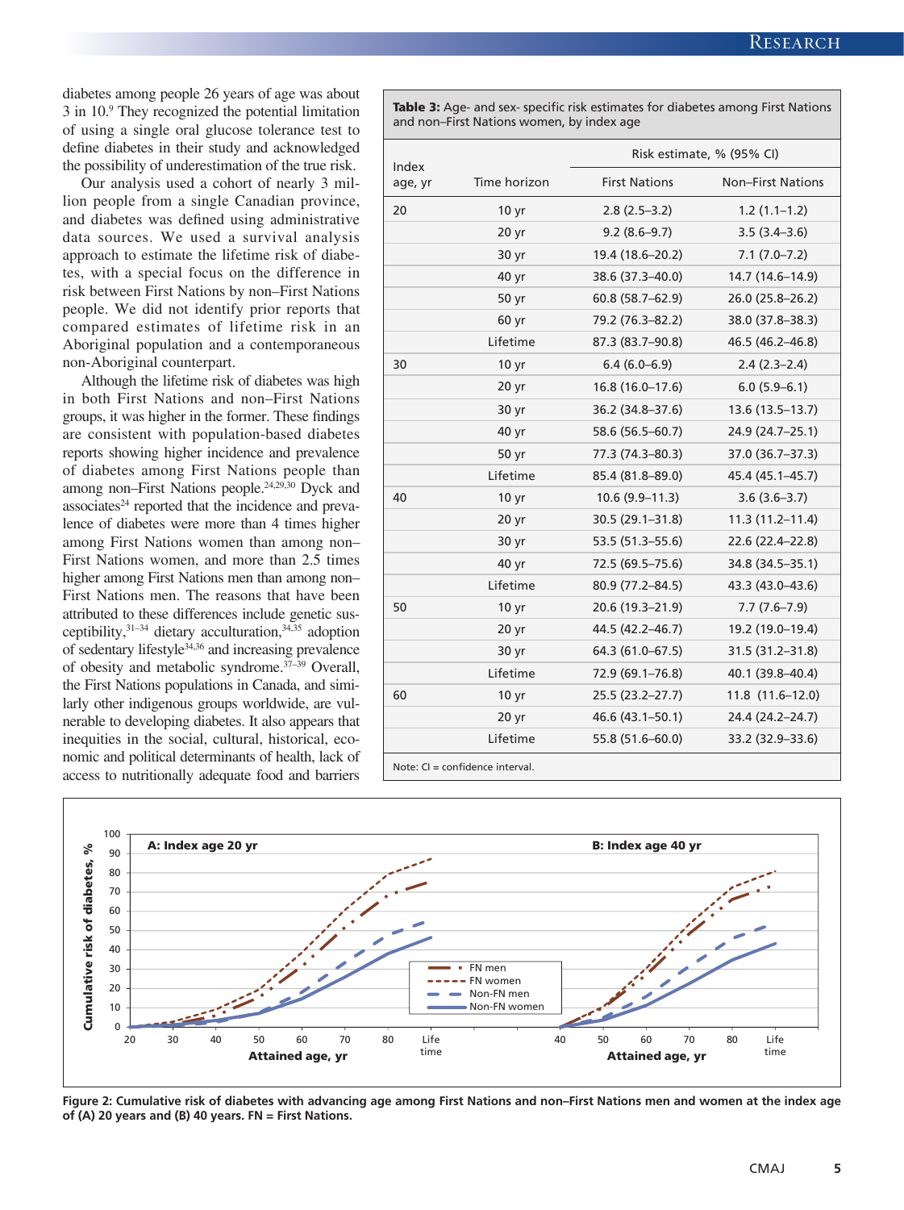diabetes among people 26 years of age was about 3 in 10.[9] They recognized the potential limitation of using a single oral glucose tolerance test to define diabetes in their study and acknowledged the possibility of underestimation of the true risk.

Our analysis used a cohort of nearly 3 million people from a single Canadian province, and diabetes was defined using administrative data sources. We used a survival analysis approach to estimate the lifetime risk of diabetes, with a special focus on the difference in risk between First Nations by non–First Nations people. We did not identify prior reports that compared estimates of lifetime risk in an Aboriginal population and a contemporaneous non-Aboriginal counterpart.

Although the lifetime risk of diabetes was high in both First Nations and non–First Nations groups, it was higher in the former. These findings are consistent with population-based diabetes reports showing higher incidence and prevalence of diabetes among First Nations people than among non–First Nations people.[24,29,30] Dyck and associates[24] reported that the incidence and prevalence of diabetes were more than 4 times higher among First Nations women than among non–First Nations women, and more than 2.5 times higher among First Nations men than among non–First Nations men. The reasons that have been attributed to these differences include genetic susceptibility,[31–34] dietary acculturation,[34,35] adoption of sedentary lifestyle[34,36] and increasing prevalence of obesity and metabolic syndrome.[37–39] Overall, the First Nations populations in Canada, and similarly other indigenous groups worldwide, are vulnerable to developing diabetes. It also appears that inequities in the social, cultural, historical, economic and political determinants of health, lack of access to nutritionally adequate food and barriers

**Table 3:** Age- and sex- specific risk estimates for diabetes among First Nations and non–First Nations women, by index age

| Index age, yr | Time horizon | Risk estimate, % (95% CI) | |
|---|---|---|---|
| | | First Nations | Non–First Nations |
| 20 | 10 yr | 2.8 (2.5–3.2) | 1.2 (1.1–1.2) |
| | 20 yr | 9.2 (8.6–9.7) | 3.5 (3.4–3.6) |
| | 30 yr | 19.4 (18.6–20.2) | 7.1 (7.0–7.2) |
| | 40 yr | 38.6 (37.3–40.0) | 14.7 (14.6–14.9) |
| | 50 yr | 60.8 (58.7–62.9) | 26.0 (25.8–26.2) |
| | 60 yr | 79.2 (76.3–82.2) | 38.0 (37.8–38.3) |
| | Lifetime | 87.3 (83.7–90.8) | 46.5 (46.2–46.8) |
| 30 | 10 yr | 6.4 (6.0–6.9) | 2.4 (2.3–2.4) |
| | 20 yr | 16.8 (16.0–17.6) | 6.0 (5.9–6.1) |
| | 30 yr | 36.2 (34.8–37.6) | 13.6 (13.5–13.7) |
| | 40 yr | 58.6 (56.5–60.7) | 24.9 (24.7–25.1) |
| | 50 yr | 77.3 (74.3–80.3) | 37.0 (36.7–37.3) |
| | Lifetime | 85.4 (81.8–89.0) | 45.4 (45.1–45.7) |
| 40 | 10 yr | 10.6 (9.9–11.3) | 3.6 (3.6–3.7) |
| | 20 yr | 30.5 (29.1–31.8) | 11.3 (11.2–11.4) |
| | 30 yr | 53.5 (51.3–55.6) | 22.6 (22.4–22.8) |
| | 40 yr | 72.5 (69.5–75.6) | 34.8 (34.5–35.1) |
| | Lifetime | 80.9 (77.2–84.5) | 43.3 (43.0–43.6) |
| 50 | 10 yr | 20.6 (19.3–21.9) | 7.7 (7.6–7.9) |
| | 20 yr | 44.5 (42.2–46.7) | 19.2 (19.0–19.4) |
| | 30 yr | 64.3 (61.0–67.5) | 31.5 (31.2–31.8) |
| | Lifetime | 72.9 (69.1–76.8) | 40.1 (39.8–40.4) |
| 60 | 10 yr | 25.5 (23.2–27.7) | 11.8 (11.6–12.0) |
| | 20 yr | 46.6 (43.1–50.1) | 24.4 (24.2–24.7) |
| | Lifetime | 55.8 (51.6–60.0) | 33.2 (32.9–33.6) |

Note: CI = confidence interval.

**Figure 2: Cumulative risk of diabetes with advancing age among First Nations and non–First Nations men and women at the index age of (A) 20 years and (B) 40 years. FN = First Nations.**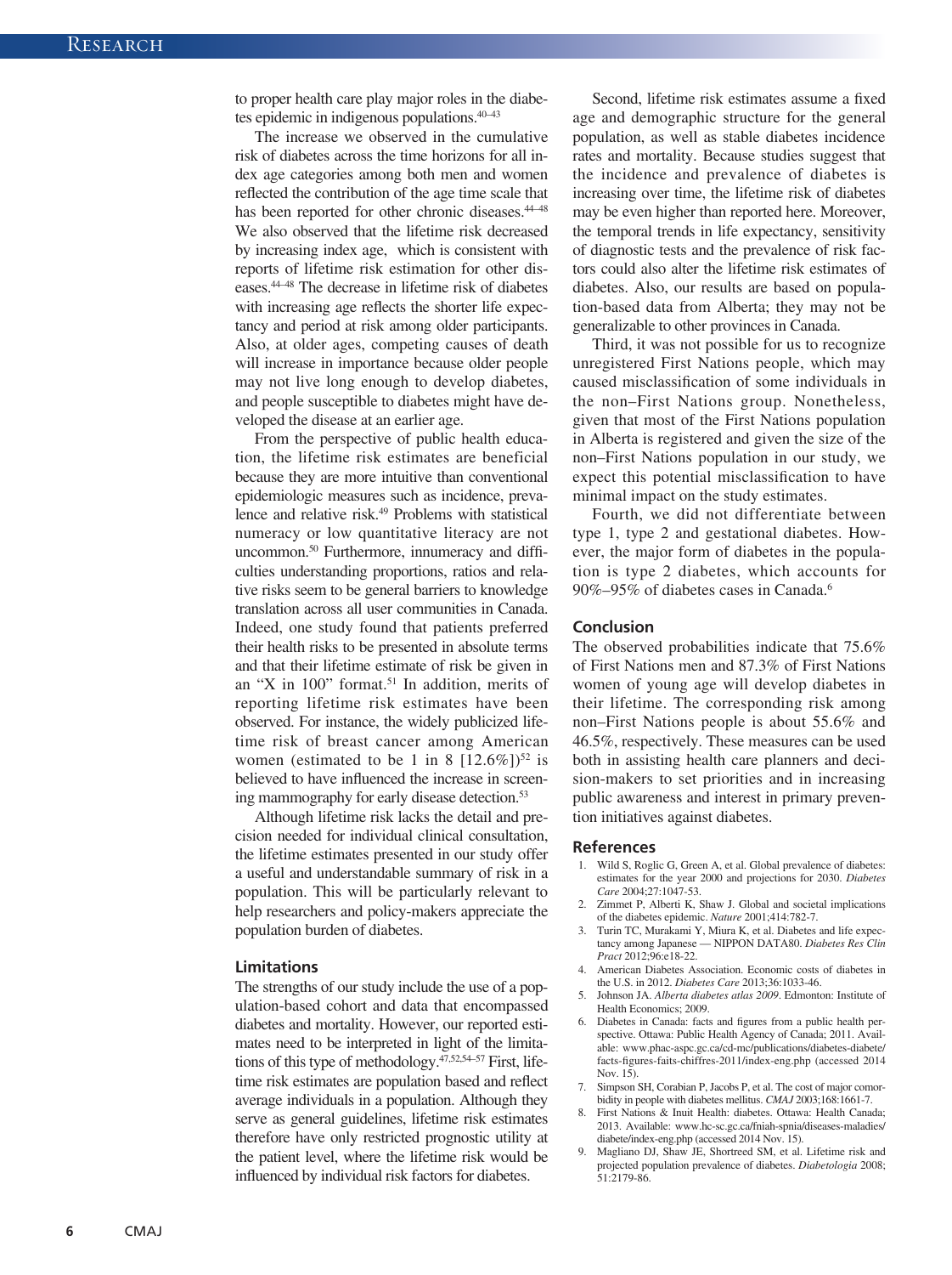to proper health care play major roles in the diabetes epidemic in indigenous populations.[40–43]

The increase we observed in the cumulative risk of diabetes across the time horizons for all index age categories among both men and women reflected the contribution of the age time scale that has been reported for other chronic diseases.[44–48] We also observed that the lifetime risk decreased by increasing index age, which is consistent with reports of lifetime risk estimation for other diseases.[44–48] The decrease in lifetime risk of diabetes with increasing age reflects the shorter life expectancy and period at risk among older participants. Also, at older ages, competing causes of death will increase in importance because older people may not live long enough to develop diabetes, and people susceptible to diabetes might have developed the disease at an earlier age.

From the perspective of public health education, the lifetime risk estimates are beneficial because they are more intuitive than conventional epidemiologic measures such as incidence, prevalence and relative risk.[49] Problems with statistical numeracy or low quantitative literacy are not uncommon.[50] Furthermore, innumeracy and difficulties understanding proportions, ratios and relative risks seem to be general barriers to knowledge translation across all user communities in Canada. Indeed, one study found that patients preferred their health risks to be presented in absolute terms and that their lifetime estimate of risk be given in an "X in 100" format.[51] In addition, merits of reporting lifetime risk estimates have been observed. For instance, the widely publicized lifetime risk of breast cancer among American women (estimated to be 1 in 8 [12.6%])[52] is believed to have influenced the increase in screening mammography for early disease detection.[53]

Although lifetime risk lacks the detail and precision needed for individual clinical consultation, the lifetime estimates presented in our study offer a useful and understandable summary of risk in a population. This will be particularly relevant to help researchers and policy-makers appreciate the population burden of diabetes.

### Limitations

The strengths of our study include the use of a population-based cohort and data that encompassed diabetes and mortality. However, our reported estimates need to be interpreted in light of the limitations of this type of methodology.[47,52,54–57] First, lifetime risk estimates are population based and reflect average individuals in a population. Although they serve as general guidelines, lifetime risk estimates therefore have only restricted prognostic utility at the patient level, where the lifetime risk would be influenced by individual risk factors for diabetes.

Second, lifetime risk estimates assume a fixed age and demographic structure for the general population, as well as stable diabetes incidence rates and mortality. Because studies suggest that the incidence and prevalence of diabetes is increasing over time, the lifetime risk of diabetes may be even higher than reported here. Moreover, the temporal trends in life expectancy, sensitivity of diagnostic tests and the prevalence of risk factors could also alter the lifetime risk estimates of diabetes. Also, our results are based on population-based data from Alberta; they may not be generalizable to other provinces in Canada.

Third, it was not possible for us to recognize unregistered First Nations people, which may caused misclassification of some individuals in the non–First Nations group. Nonetheless, given that most of the First Nations population in Alberta is registered and given the size of the non–First Nations population in our study, we expect this potential misclassification to have minimal impact on the study estimates.

Fourth, we did not differentiate between type 1, type 2 and gestational diabetes. However, the major form of diabetes in the population is type 2 diabetes, which accounts for 90%–95% of diabetes cases in Canada.[6]

### Conclusion

The observed probabilities indicate that 75.6% of First Nations men and 87.3% of First Nations women of young age will develop diabetes in their lifetime. The corresponding risk among non–First Nations people is about 55.6% and 46.5%, respectively. These measures can be used both in assisting health care planners and decision-makers to set priorities and in increasing public awareness and interest in primary prevention initiatives against diabetes.

### References

1. Wild S, Roglic G, Green A, et al. Global prevalence of diabetes: estimates for the year 2000 and projections for 2030. *Diabetes Care* 2004;27:1047-53.
2. Zimmet P, Alberti K, Shaw J. Global and societal implications of the diabetes epidemic. *Nature* 2001;414:782-7.
3. Turin TC, Murakami Y, Miura K, et al. Diabetes and life expectancy among Japanese — NIPPON DATA80. *Diabetes Res Clin Pract* 2012;96:e18-22.
4. American Diabetes Association. Economic costs of diabetes in the U.S. in 2012. *Diabetes Care* 2013;36:1033-46.
5. Johnson JA. *Alberta diabetes atlas 2009*. Edmonton: Institute of Health Economics; 2009.
6. Diabetes in Canada: facts and figures from a public health perspective. Ottawa: Public Health Agency of Canada; 2011. Available: www.phac-aspc.gc.ca/cd-mc/publications/diabetes-diabete/facts-figures-faits-chiffres-2011/index-eng.php (accessed 2014 Nov. 15).
7. Simpson SH, Corabian P, Jacobs P, et al. The cost of major comorbidity in people with diabetes mellitus. *CMAJ* 2003;168:1661-7.
8. First Nations & Inuit Health: diabetes. Ottawa: Health Canada; 2013. Available: www.hc-sc.gc.ca/fniah-spnia/diseases-maladies/diabete/index-eng.php (accessed 2014 Nov. 15).
9. Magliano DJ, Shaw JE, Shortreed SM, et al. Lifetime risk and projected population prevalence of diabetes. *Diabetologia* 2008; 51:2179-86.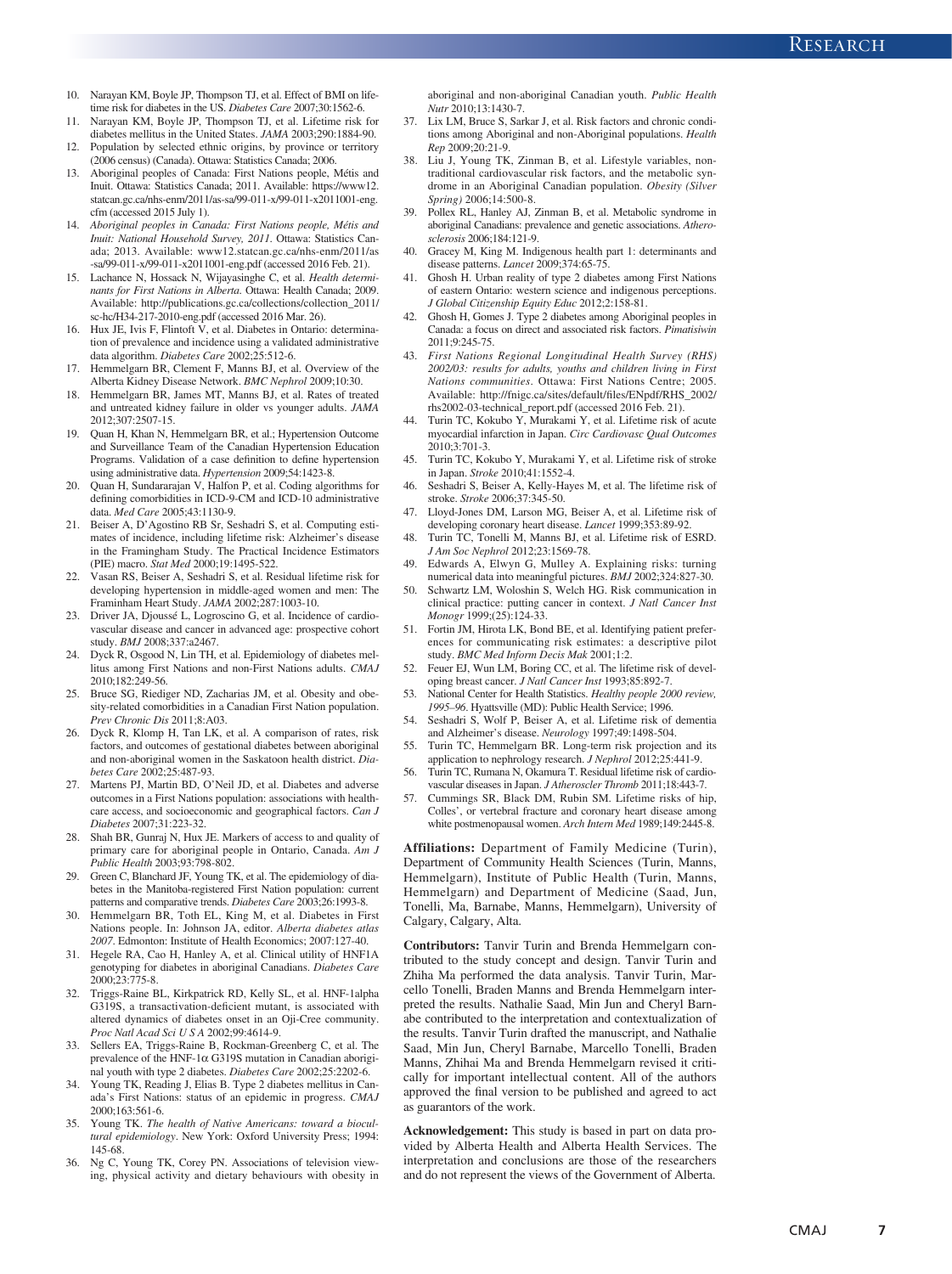10. Narayan KM, Boyle JP, Thompson TJ, et al. Effect of BMI on lifetime risk for diabetes in the US. *Diabetes Care* 2007;30:1562-6.
11. Narayan KM, Boyle JP, Thompson TJ, et al. Lifetime risk for diabetes mellitus in the United States. *JAMA* 2003;290:1884-90.
12. Population by selected ethnic origins, by province or territory (2006 census) (Canada). Ottawa: Statistics Canada; 2006.
13. Aboriginal peoples of Canada: First Nations people, Métis and Inuit. Ottawa: Statistics Canada; 2011. Available: https://www12.statcan.gc.ca/nhs-enm/2011/as-sa/99-011-x/99-011-x2011001-eng.cfm (accessed 2015 July 1).
14. *Aboriginal peoples in Canada: First Nations people, Métis and Inuit: National Household Survey, 2011*. Ottawa: Statistics Canada; 2013. Available: www12.statcan.gc.ca/nhs-enm/2011/as-sa/99-011-x/99-011-x2011001-eng.pdf (accessed 2016 Feb. 21).
15. Lachance N, Hossack N, Wijayasinghe C, et al. *Health determinants for First Nations in Alberta*. Ottawa: Health Canada; 2009. Available: http://publications.gc.ca/collections/collection_2011/sc-hc/H34-217-2010-eng.pdf (accessed 2016 Mar. 26).
16. Hux JE, Ivis F, Flintoft V, et al. Diabetes in Ontario: determination of prevalence and incidence using a validated administrative data algorithm. *Diabetes Care* 2002;25:512-6.
17. Hemmelgarn BR, Clement F, Manns BJ, et al. Overview of the Alberta Kidney Disease Network. *BMC Nephrol* 2009;10:30.
18. Hemmelgarn BR, James MT, Manns BJ, et al. Rates of treated and untreated kidney failure in older vs younger adults. *JAMA* 2012;307:2507-15.
19. Quan H, Khan N, Hemmelgarn BR, et al.; Hypertension Outcome and Surveillance Team of the Canadian Hypertension Education Programs. Validation of a case definition to define hypertension using administrative data. *Hypertension* 2009;54:1423-8.
20. Quan H, Sundararajan V, Halfon P, et al. Coding algorithms for defining comorbidities in ICD-9-CM and ICD-10 administrative data. *Med Care* 2005;43:1130-9.
21. Beiser A, D'Agostino RB Sr, Seshadri S, et al. Computing estimates of incidence, including lifetime risk: Alzheimer's disease in the Framingham Study. The Practical Incidence Estimators (PIE) macro. *Stat Med* 2000;19:1495-522.
22. Vasan RS, Beiser A, Seshadri S, et al. Residual lifetime risk for developing hypertension in middle-aged women and men: The Framinham Heart Study. *JAMA* 2002;287:1003-10.
23. Driver JA, Djoussé L, Logroscino G, et al. Incidence of cardiovascular disease and cancer in advanced age: prospective cohort study. *BMJ* 2008;337:a2467.
24. Dyck R, Osgood N, Lin TH, et al. Epidemiology of diabetes mellitus among First Nations and non-First Nations adults. *CMAJ* 2010;182:249-56.
25. Bruce SG, Riediger ND, Zacharias JM, et al. Obesity and obesity-related comorbidities in a Canadian First Nation population. *Prev Chronic Dis* 2011;8:A03.
26. Dyck R, Klomp H, Tan LK, et al. A comparison of rates, risk factors, and outcomes of gestational diabetes between aboriginal and non-aboriginal women in the Saskatoon health district. *Diabetes Care* 2002;25:487-93.
27. Martens PJ, Martin BD, O'Neil JD, et al. Diabetes and adverse outcomes in a First Nations population: associations with healthcare access, and socioeconomic and geographical factors. *Can J Diabetes* 2007;31:223-32.
28. Shah BR, Gunraj N, Hux JE. Markers of access to and quality of primary care for aboriginal people in Ontario, Canada. *Am J Public Health* 2003;93:798-802.
29. Green C, Blanchard JF, Young TK, et al. The epidemiology of diabetes in the Manitoba-registered First Nation population: current patterns and comparative trends. *Diabetes Care* 2003;26:1993-8.
30. Hemmelgarn BR, Toth EL, King M, et al. Diabetes in First Nations people. In: Johnson JA, editor. *Alberta diabetes atlas 2007*. Edmonton: Institute of Health Economics; 2007:127-40.
31. Hegele RA, Cao H, Hanley A, et al. Clinical utility of HNF1A genotyping for diabetes in aboriginal Canadians. *Diabetes Care* 2000;23:775-8.
32. Triggs-Raine BL, Kirkpatrick RD, Kelly SL, et al. HNF-1alpha G319S, a transactivation-deficient mutant, is associated with altered dynamics of diabetes onset in an Oji-Cree community. *Proc Natl Acad Sci U S A* 2002;99:4614-9.
33. Sellers EA, Triggs-Raine B, Rockman-Greenberg C, et al. The prevalence of the HNF-1α G319S mutation in Canadian aboriginal youth with type 2 diabetes. *Diabetes Care* 2002;25:2202-6.
34. Young TK, Reading J, Elias B. Type 2 diabetes mellitus in Canada's First Nations: status of an epidemic in progress. *CMAJ* 2000;163:561-6.
35. Young TK. *The health of Native Americans: toward a biocultural epidemiology*. New York: Oxford University Press; 1994: 145-68.
36. Ng C, Young TK, Corey PN. Associations of television viewing, physical activity and dietary behaviours with obesity in aboriginal and non-aboriginal Canadian youth. *Public Health Nutr* 2010;13:1430-7.
37. Lix LM, Bruce S, Sarkar J, et al. Risk factors and chronic conditions among Aboriginal and non-Aboriginal populations. *Health Rep* 2009;20:21-9.
38. Liu J, Young TK, Zinman B, et al. Lifestyle variables, non-traditional cardiovascular risk factors, and the metabolic syndrome in an Aboriginal Canadian population. *Obesity (Silver Spring)* 2006;14:500-8.
39. Pollex RL, Hanley AJ, Zinman B, et al. Metabolic syndrome in aboriginal Canadians: prevalence and genetic associations. *Atherosclerosis* 2006;184:121-9.
40. Gracey M, King M. Indigenous health part 1: determinants and disease patterns. *Lancet* 2009;374:65-75.
41. Ghosh H. Urban reality of type 2 diabetes among First Nations of eastern Ontario: western science and indigenous perceptions. *J Global Citizenship Equity Educ* 2012;2:158-81.
42. Ghosh H, Gomes J. Type 2 diabetes among Aboriginal peoples in Canada: a focus on direct and associated risk factors. *Pimatisiwin* 2011;9:245-75.
43. *First Nations Regional Longitudinal Health Survey (RHS) 2002/03: results for adults, youths and children living in First Nations communities*. Ottawa: First Nations Centre; 2005. Available: http://fnigc.ca/sites/default/files/ENpdf/RHS_2002/rhs2002-03-technical_report.pdf (accessed 2016 Feb. 21).
44. Turin TC, Kokubo Y, Murakami Y, et al. Lifetime risk of acute myocardial infarction in Japan. *Circ Cardiovasc Qual Outcomes* 2010;3:701-3.
45. Turin TC, Kokubo Y, Murakami Y, et al. Lifetime risk of stroke in Japan. *Stroke* 2010;41:1552-4.
46. Seshadri S, Beiser A, Kelly-Hayes M, et al. The lifetime risk of stroke. *Stroke* 2006;37:345-50.
47. Lloyd-Jones DM, Larson MG, Beiser A, et al. Lifetime risk of developing coronary heart disease. *Lancet* 1999;353:89-92.
48. Turin TC, Tonelli M, Manns BJ, et al. Lifetime risk of ESRD. *J Am Soc Nephrol* 2012;23:1569-78.
49. Edwards A, Elwyn G, Mulley A. Explaining risks: turning numerical data into meaningful pictures. *BMJ* 2002;324:827-30.
50. Schwartz LM, Woloshin S, Welch HG. Risk communication in clinical practice: putting cancer in context. *J Natl Cancer Inst Monogr* 1999;(25):124-33.
51. Fortin JM, Hirota LK, Bond BE, et al. Identifying patient preferences for communicating risk estimates: a descriptive pilot study. *BMC Med Inform Decis Mak* 2001;1:2.
52. Feuer EJ, Wun LM, Boring CC, et al. The lifetime risk of developing breast cancer. *J Natl Cancer Inst* 1993;85:892-7.
53. National Center for Health Statistics. *Healthy people 2000 review, 1995–96*. Hyattsville (MD): Public Health Service; 1996.
54. Seshadri S, Wolf P, Beiser A, et al. Lifetime risk of dementia and Alzheimer's disease. *Neurology* 1997;49:1498-504.
55. Turin TC, Hemmelgarn BR. Long-term risk projection and its application to nephrology research. *J Nephrol* 2012;25:441-9.
56. Turin TC, Rumana N, Okamura T. Residual lifetime risk of cardiovascular diseases in Japan. *J Atheroscler Thromb* 2011;18:443-7.
57. Cummings SR, Black DM, Rubin SM. Lifetime risks of hip, Colles', or vertebral fracture and coronary heart disease among white postmenopausal women. *Arch Intern Med* 1989;149:2445-8.

**Affiliations:** Department of Family Medicine (Turin), Department of Community Health Sciences (Turin, Manns, Hemmelgarn), Institute of Public Health (Turin, Manns, Hemmelgarn) and Department of Medicine (Saad, Jun, Tonelli, Ma, Barnabe, Manns, Hemmelgarn), University of Calgary, Calgary, Alta.

**Contributors:** Tanvir Turin and Brenda Hemmelgarn contributed to the study concept and design. Tanvir Turin and Zhiha Ma performed the data analysis. Tanvir Turin, Marcello Tonelli, Braden Manns and Brenda Hemmelgarn interpreted the results. Nathalie Saad, Min Jun and Cheryl Barnabe contributed to the interpretation and contextualization of the results. Tanvir Turin drafted the manuscript, and Nathalie Saad, Min Jun, Cheryl Barnabe, Marcello Tonelli, Braden Manns, Zhihai Ma and Brenda Hemmelgarn revised it critically for important intellectual content. All of the authors approved the final version to be published and agreed to act as guarantors of the work.

**Acknowledgement:** This study is based in part on data provided by Alberta Health and Alberta Health Services. The interpretation and conclusions are those of the researchers and do not represent the views of the Government of Alberta.